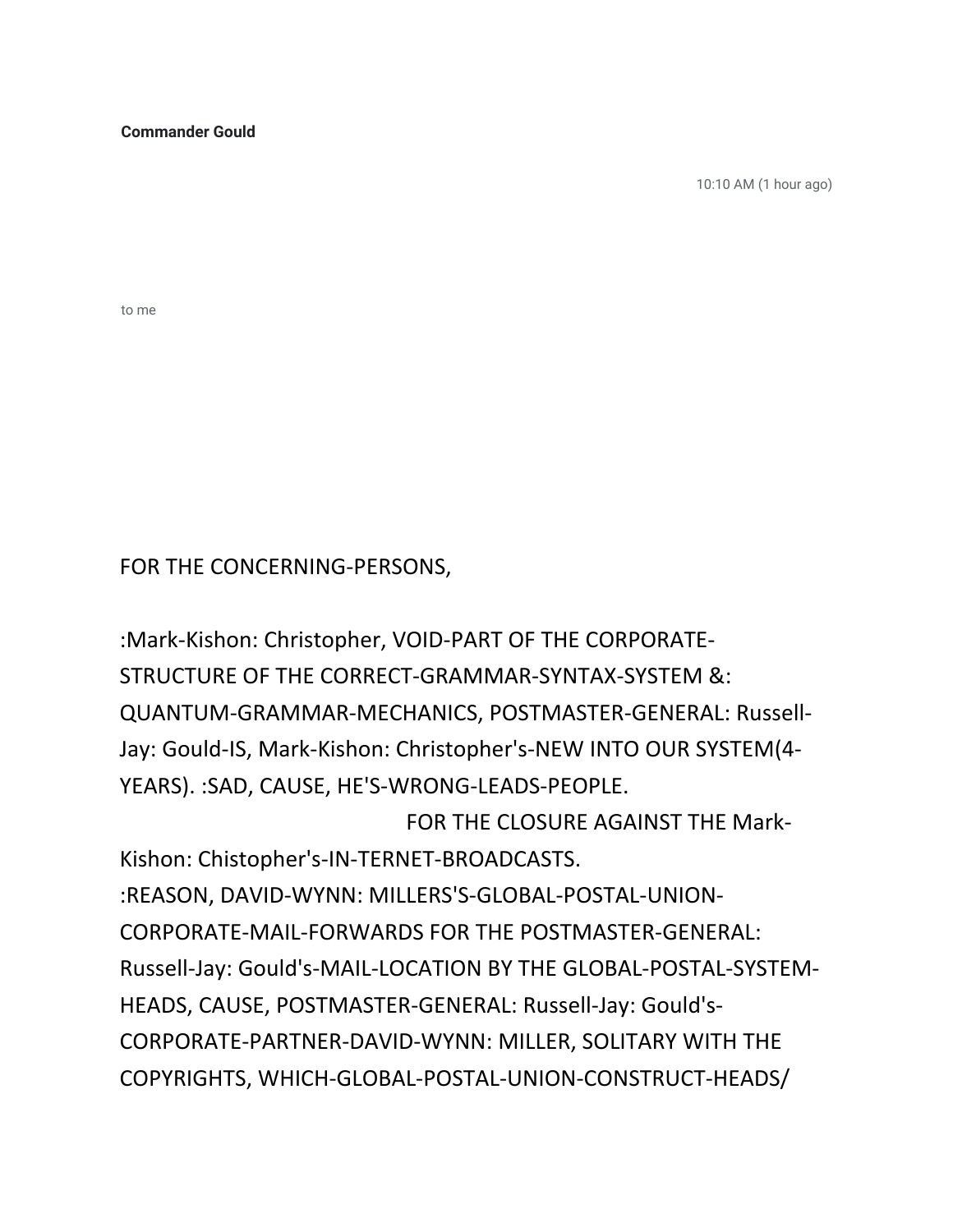**Commander Gould**

10:10 AM (1 hour ago)

to me

FOR THE CONCERNING-PERSONS,

:Mark-Kishon: Christopher, VOID-PART OF THE CORPORATE-STRUCTURE OF THE CORRECT-GRAMMAR-SYNTAX-SYSTEM &: QUANTUM-GRAMMAR-MECHANICS, POSTMASTER-GENERAL: Russell-Jay: Gould-IS, Mark-Kishon: Christopher's-NEW INTO OUR SYSTEM(4-YEARS). :SAD, CAUSE, HE'S-WRONG-LEADS-PEOPLE.

FOR THE CLOSURE AGAINST THE Mark-Kishon: Chistopher's-IN-TERNET-BROADCASTS.

:REASON, DAVID-WYNN: MILLERS'S-GLOBAL-POSTAL-UNION-CORPORATE-MAIL-FORWARDS FOR THE POSTMASTER-GENERAL: Russell-Jay: Gould's-MAIL-LOCATION BY THE GLOBAL-POSTAL-SYSTEM-HEADS, CAUSE, POSTMASTER-GENERAL: Russell-Jay: Gould's-CORPORATE-PARTNER-DAVID-WYNN: MILLER, SOLITARY WITH THE COPYRIGHTS, WHICH-GLOBAL-POSTAL-UNION-CONSTRUCT-HEADS/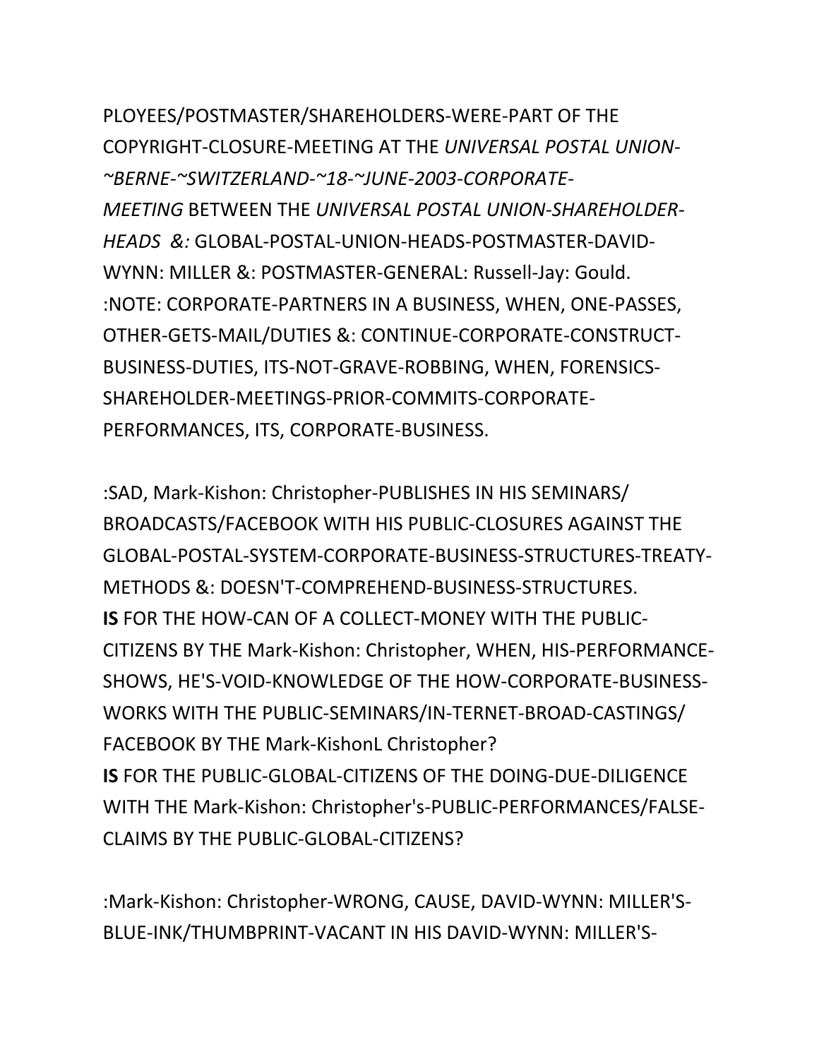PLOYEES/POSTMASTER/SHAREHOLDERS-WERE-PART OF THE COPYRIGHT-CLOSURE-MEETING AT THE *UNIVERSAL POSTAL UNION-~BERNE-~SWITZERLAND-~18-~JUNE-2003-CORPORATE-MEETING* BETWEEN THE *UNIVERSAL POSTAL UNION-SHAREHOLDER-HEADS &:* GLOBAL-POSTAL-UNION-HEADS-POSTMASTER-DAVID-WYNN: MILLER &: POSTMASTER-GENERAL: Russell-Jay: Gould. :NOTE: CORPORATE-PARTNERS IN A BUSINESS, WHEN, ONE-PASSES, OTHER-GETS-MAIL/DUTIES &: CONTINUE-CORPORATE-CONSTRUCT-BUSINESS-DUTIES, ITS-NOT-GRAVE-ROBBING, WHEN, FORENSICS-SHAREHOLDER-MEETINGS-PRIOR-COMMITS-CORPORATE-PERFORMANCES, ITS, CORPORATE-BUSINESS.

:SAD, Mark-Kishon: Christopher-PUBLISHES IN HIS SEMINARS/ BROADCASTS/FACEBOOK WITH HIS PUBLIC-CLOSURES AGAINST THE GLOBAL-POSTAL-SYSTEM-CORPORATE-BUSINESS-STRUCTURES-TREATY-METHODS &: DOESN'T-COMPREHEND-BUSINESS-STRUCTURES.
**IS** FOR THE HOW-CAN OF A COLLECT-MONEY WITH THE PUBLIC-CITIZENS BY THE Mark-Kishon: Christopher, WHEN, HIS-PERFORMANCE-SHOWS, HE'S-VOID-KNOWLEDGE OF THE HOW-CORPORATE-BUSINESS-WORKS WITH THE PUBLIC-SEMINARS/IN-TERNET-BROAD-CASTINGS/ FACEBOOK BY THE Mark-KishonL Christopher?
**IS** FOR THE PUBLIC-GLOBAL-CITIZENS OF THE DOING-DUE-DILIGENCE WITH THE Mark-Kishon: Christopher's-PUBLIC-PERFORMANCES/FALSE-CLAIMS BY THE PUBLIC-GLOBAL-CITIZENS?

:Mark-Kishon: Christopher-WRONG, CAUSE, DAVID-WYNN: MILLER'S-BLUE-INK/THUMBPRINT-VACANT IN HIS DAVID-WYNN: MILLER'S-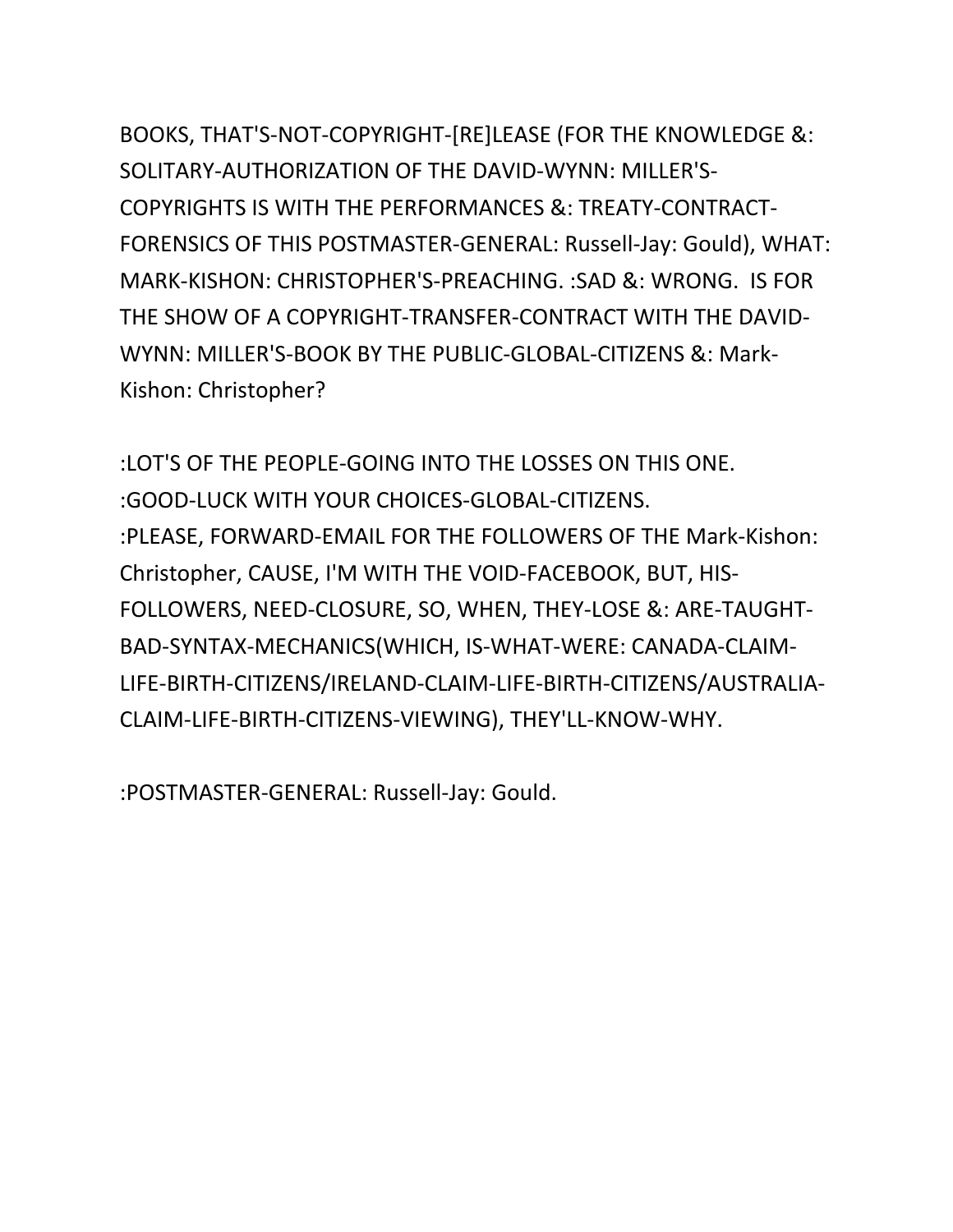BOOKS, THAT'S-NOT-COPYRIGHT-[RE]LEASE (FOR THE KNOWLEDGE &: SOLITARY-AUTHORIZATION OF THE DAVID-WYNN: MILLER'S-COPYRIGHTS IS WITH THE PERFORMANCES &: TREATY-CONTRACT-FORENSICS OF THIS POSTMASTER-GENERAL: Russell-Jay: Gould), WHAT: MARK-KISHON: CHRISTOPHER'S-PREACHING. :SAD &: WRONG. IS FOR THE SHOW OF A COPYRIGHT-TRANSFER-CONTRACT WITH THE DAVID-WYNN: MILLER'S-BOOK BY THE PUBLIC-GLOBAL-CITIZENS &: Mark-Kishon: Christopher?

:LOT'S OF THE PEOPLE-GOING INTO THE LOSSES ON THIS ONE.
:GOOD-LUCK WITH YOUR CHOICES-GLOBAL-CITIZENS.
:PLEASE, FORWARD-EMAIL FOR THE FOLLOWERS OF THE Mark-Kishon: Christopher, CAUSE, I'M WITH THE VOID-FACEBOOK, BUT, HIS-FOLLOWERS, NEED-CLOSURE, SO, WHEN, THEY-LOSE &: ARE-TAUGHT-BAD-SYNTAX-MECHANICS(WHICH, IS-WHAT-WERE: CANADA-CLAIM-LIFE-BIRTH-CITIZENS/IRELAND-CLAIM-LIFE-BIRTH-CITIZENS/AUSTRALIA-CLAIM-LIFE-BIRTH-CITIZENS-VIEWING), THEY'LL-KNOW-WHY.

:POSTMASTER-GENERAL: Russell-Jay: Gould.